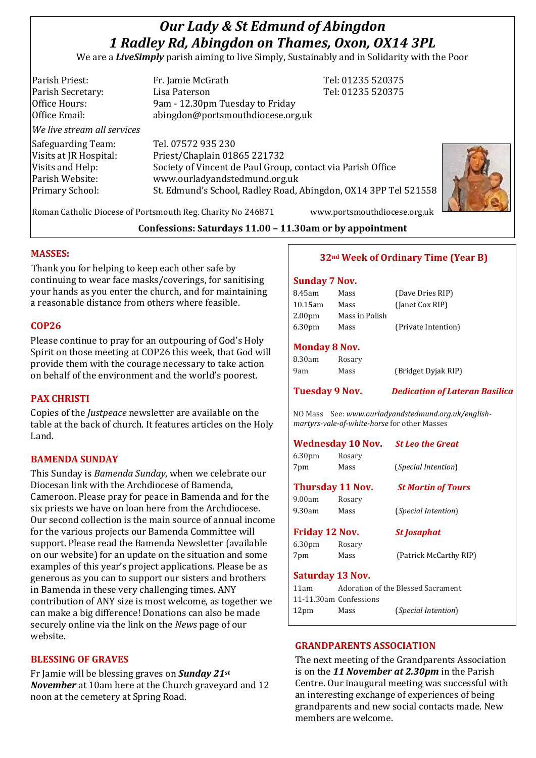# *Our Lady & St Edmund of Abingdon*
# *1 Radley Rd, Abingdon on Thames, Oxon, OX14 3PL*

We are a ***LiveSimply*** parish aiming to live Simply, Sustainably and in Solidarity with the Poor

| | | |
|---|---|---|
| Parish Priest: | Fr. Jamie McGrath | Tel: 01235 520375 |
| Parish Secretary: | Lisa Paterson | Tel: 01235 520375 |
| Office Hours: | 9am - 12.30pm Tuesday to Friday | |
| Office Email: | abingdon@portsmouthdiocese.org.uk | |

*We live stream all services*

| | |
|---|---|
| Safeguarding Team: | Tel. 07572 935 230 |
| Visits at JR Hospital: | Priest/Chaplain 01865 221732 |
| Visits and Help: | Society of Vincent de Paul Group, contact via Parish Office |
| Parish Website: | www.ourladyandstedmund.org.uk |
| Primary School: | St. Edmund's School, Radley Road, Abingdon, OX14 3PP Tel 521558 |

Roman Catholic Diocese of Portsmouth Reg. Charity No 246871 www.portsmouthdiocese.org.uk

**Confessions: Saturdays 11.00 – 11.30am or by appointment**

## MASSES:

Thank you for helping to keep each other safe by continuing to wear face masks/coverings, for sanitising your hands as you enter the church, and for maintaining a reasonable distance from others where feasible.

## COP26

Please continue to pray for an outpouring of God's Holy Spirit on those meeting at COP26 this week, that God will provide them with the courage necessary to take action on behalf of the environment and the world's poorest.

## PAX CHRISTI

Copies of the *Justpeace* newsletter are available on the table at the back of church. It features articles on the Holy Land.

## BAMENDA SUNDAY

This Sunday is *Bamenda Sunday*, when we celebrate our Diocesan link with the Archdiocese of Bamenda, Cameroon. Please pray for peace in Bamenda and for the six priests we have on loan here from the Archdiocese. Our second collection is the main source of annual income for the various projects our Bamenda Committee will support. Please read the Bamenda Newsletter (available on our website) for an update on the situation and some examples of this year's project applications. Please be as generous as you can to support our sisters and brothers in Bamenda in these very challenging times. ANY contribution of ANY size is most welcome, as together we can make a big difference! Donations can also be made securely online via the link on the *News* page of our website.

## BLESSING OF GRAVES

Fr Jamie will be blessing graves on ***Sunday 21st November*** at 10am here at the Church graveyard and 12 noon at the cemetery at Spring Road.

## 32nd Week of Ordinary Time (Year B)

### Sunday 7 Nov.

| | | |
|---|---|---|
| 8.45am | Mass | (Dave Dries RIP) |
| 10.15am | Mass | (Janet Cox RIP) |
| 2.00pm | Mass in Polish | |
| 6.30pm | Mass | (Private Intention) |

### Monday 8 Nov.

| | | |
|---|---|---|
| 8.30am | Rosary | |
| 9am | Mass | (Bridget Dyjak RIP) |

### Tuesday 9 Nov. — *Dedication of Lateran Basilica*

NO Mass See: *www.ourladyandstedmund.org.uk/english-martyrs-vale-of-white-horse* for other Masses

### Wednesday 10 Nov. — *St Leo the Great*

| | | |
|---|---|---|
| 6.30pm | Rosary | |
| 7pm | Mass | (*Special Intention*) |

### Thursday 11 Nov. — *St Martin of Tours*

| | | |
|---|---|---|
| 9.00am | Rosary | |
| 9.30am | Mass | (*Special Intention*) |

### Friday 12 Nov. — *St Josaphat*

| | | |
|---|---|---|
| 6.30pm | Rosary | |
| 7pm | Mass | (Patrick McCarthy RIP) |

### Saturday 13 Nov.

| | | |
|---|---|---|
| 11am | Adoration of the Blessed Sacrament | |
| 11-11.30am | Confessions | |
| 12pm | Mass | (*Special Intention*) |

## GRANDPARENTS ASSOCIATION

The next meeting of the Grandparents Association is on the ***11 November at 2.30pm*** in the Parish Centre. Our inaugural meeting was successful with an interesting exchange of experiences of being grandparents and new social contacts made. New members are welcome.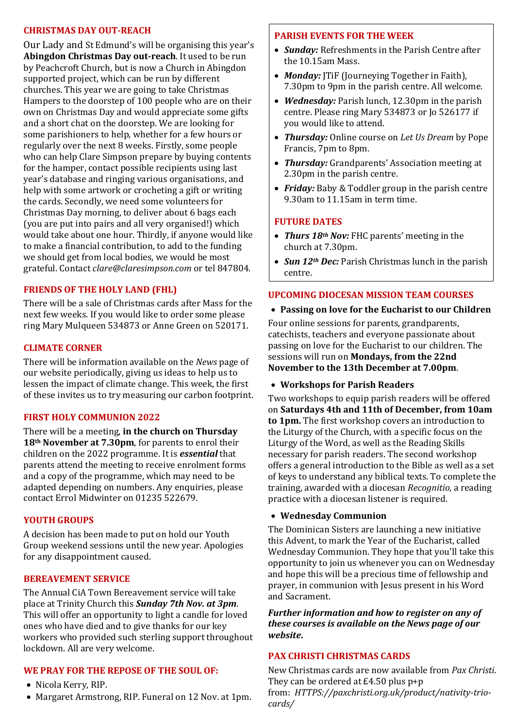## CHRISTMAS DAY OUT-REACH

Our Lady and St Edmund's will be organising this year's **Abingdon Christmas Day out-reach**. It used to be run by Peachcroft Church, but is now a Church in Abingdon supported project, which can be run by different churches. This year we are going to take Christmas Hampers to the doorstep of 100 people who are on their own on Christmas Day and would appreciate some gifts and a short chat on the doorstep. We are looking for some parishioners to help, whether for a few hours or regularly over the next 8 weeks. Firstly, some people who can help Clare Simpson prepare by buying contents for the hamper, contact possible recipients using last year's database and ringing various organisations, and help with some artwork or crocheting a gift or writing the cards. Secondly, we need some volunteers for Christmas Day morning, to deliver about 6 bags each (you are put into pairs and all very organised!) which would take about one hour. Thirdly, if anyone would like to make a financial contribution, to add to the funding we should get from local bodies, we would be most grateful. Contact *clare@claresimpson.com* or tel 847804.

## FRIENDS OF THE HOLY LAND (FHL)

There will be a sale of Christmas cards after Mass for the next few weeks. If you would like to order some please ring Mary Mulqueen 534873 or Anne Green on 520171.

## CLIMATE CORNER

There will be information available on the *News* page of our website periodically, giving us ideas to help us to lessen the impact of climate change. This week, the first of these invites us to try measuring our carbon footprint.

## FIRST HOLY COMMUNION 2022

There will be a meeting, **in the church on Thursday 18th November at 7.30pm**, for parents to enrol their children on the 2022 programme. It is ***essential*** that parents attend the meeting to receive enrolment forms and a copy of the programme, which may need to be adapted depending on numbers. Any enquiries, please contact Errol Midwinter on 01235 522679.

## YOUTH GROUPS

A decision has been made to put on hold our Youth Group weekend sessions until the new year. Apologies for any disappointment caused.

## BEREAVEMENT SERVICE

The Annual CiA Town Bereavement service will take place at Trinity Church this ***Sunday 7th Nov. at 3pm***. This will offer an opportunity to light a candle for loved ones who have died and to give thanks for our key workers who provided such sterling support throughout lockdown. All are very welcome.

## WE PRAY FOR THE REPOSE OF THE SOUL OF:

- Nicola Kerry, RIP.
- Margaret Armstrong, RIP. Funeral on 12 Nov. at 1pm.

## PARISH EVENTS FOR THE WEEK

- ***Sunday:*** Refreshments in the Parish Centre after the 10.15am Mass.
- ***Monday:*** JTiF (Journeying Together in Faith), 7.30pm to 9pm in the parish centre. All welcome.
- ***Wednesday:*** Parish lunch, 12.30pm in the parish centre. Please ring Mary 534873 or Jo 526177 if you would like to attend.
- ***Thursday:*** Online course on *Let Us Dream* by Pope Francis, 7pm to 8pm.
- ***Thursday:*** Grandparents' Association meeting at 2.30pm in the parish centre.
- ***Friday:*** Baby & Toddler group in the parish centre 9.30am to 11.15am in term time.

## FUTURE DATES

- ***Thurs 18th Nov:*** FHC parents' meeting in the church at 7.30pm.
- ***Sun 12th Dec:*** Parish Christmas lunch in the parish centre.

## UPCOMING DIOCESAN MISSION TEAM COURSES

- **Passing on love for the Eucharist to our Children**

Four online sessions for parents, grandparents, catechists, teachers and everyone passionate about passing on love for the Eucharist to our children. The sessions will run on **Mondays, from the 22nd November to the 13th December at 7.00pm**.

- **Workshops for Parish Readers**

Two workshops to equip parish readers will be offered on **Saturdays 4th and 11th of December, from 10am to 1pm.** The first workshop covers an introduction to the Liturgy of the Church, with a specific focus on the Liturgy of the Word, as well as the Reading Skills necessary for parish readers. The second workshop offers a general introduction to the Bible as well as a set of keys to understand any biblical texts. To complete the training, awarded with a diocesan *Recognitio*, a reading practice with a diocesan listener is required.

- **Wednesday Communion**

The Dominican Sisters are launching a new initiative this Advent, to mark the Year of the Eucharist, called Wednesday Communion. They hope that you'll take this opportunity to join us whenever you can on Wednesday and hope this will be a precious time of fellowship and prayer, in communion with Jesus present in his Word and Sacrament.

***Further information and how to register on any of these courses is available on the News page of our website.***

## PAX CHRISTI CHRISTMAS CARDS

New Christmas cards are now available from *Pax Christi*. They can be ordered at £4.50 plus p+p from: *HTTPS://paxchristi.org.uk/product/nativity-trio-cards/*